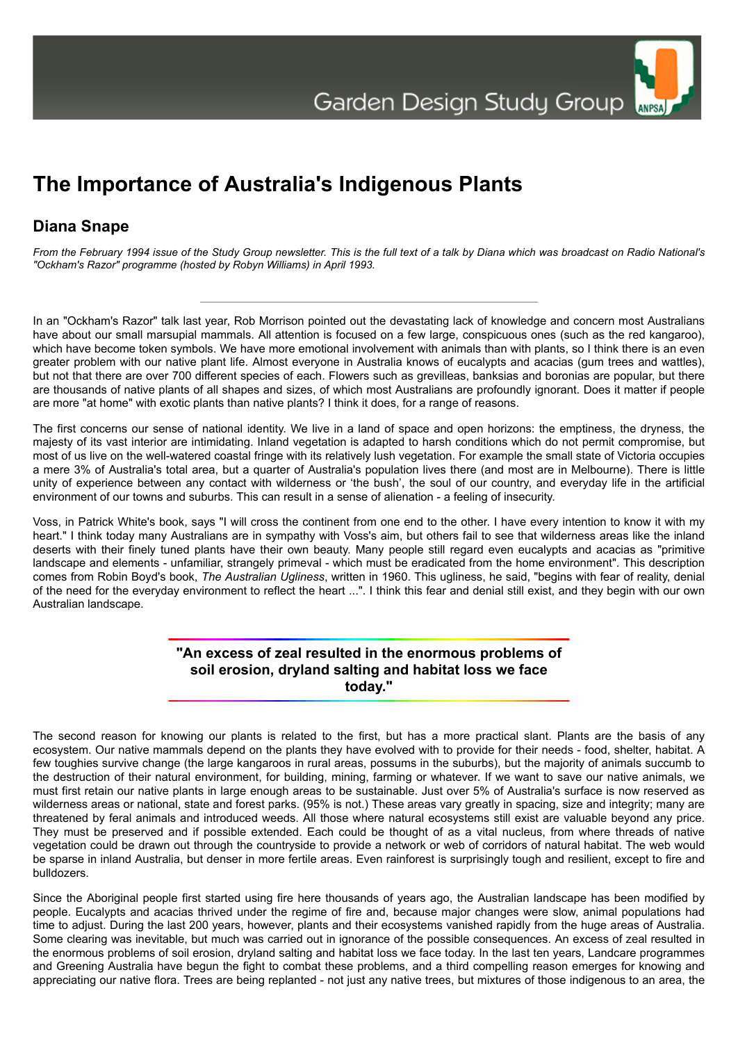# The Importance of Australia's Indigenous Plants

## Diana Snape

*From the February 1994 issue of the Study Group newsletter. This is the full text of a talk by Diana which was broadcast on Radio National's "Ockham's Razor" programme (hosted by Robyn Williams) in April 1993.*

---

In an "Ockham's Razor" talk last year, Rob Morrison pointed out the devastating lack of knowledge and concern most Australians have about our small marsupial mammals. All attention is focused on a few large, conspicuous ones (such as the red kangaroo), which have become token symbols. We have more emotional involvement with animals than with plants, so I think there is an even greater problem with our native plant life. Almost everyone in Australia knows of eucalypts and acacias (gum trees and wattles), but not that there are over 700 different species of each. Flowers such as grevilleas, banksias and boronias are popular, but there are thousands of native plants of all shapes and sizes, of which most Australians are profoundly ignorant. Does it matter if people are more "at home" with exotic plants than native plants? I think it does, for a range of reasons.

The first concerns our sense of national identity. We live in a land of space and open horizons: the emptiness, the dryness, the majesty of its vast interior are intimidating. Inland vegetation is adapted to harsh conditions which do not permit compromise, but most of us live on the well-watered coastal fringe with its relatively lush vegetation. For example the small state of Victoria occupies a mere 3% of Australia's total area, but a quarter of Australia's population lives there (and most are in Melbourne). There is little unity of experience between any contact with wilderness or 'the bush', the soul of our country, and everyday life in the artificial environment of our towns and suburbs. This can result in a sense of alienation - a feeling of insecurity.

Voss, in Patrick White's book, says "I will cross the continent from one end to the other. I have every intention to know it with my heart." I think today many Australians are in sympathy with Voss's aim, but others fail to see that wilderness areas like the inland deserts with their finely tuned plants have their own beauty. Many people still regard even eucalypts and acacias as "primitive landscape and elements - unfamiliar, strangely primeval - which must be eradicated from the home environment". This description comes from Robin Boyd's book, *The Australian Ugliness*, written in 1960. This ugliness, he said, "begins with fear of reality, denial of the need for the everyday environment to reflect the heart ...". I think this fear and denial still exist, and they begin with our own Australian landscape.

> **"An excess of zeal resulted in the enormous problems of soil erosion, dryland salting and habitat loss we face today."**

The second reason for knowing our plants is related to the first, but has a more practical slant. Plants are the basis of any ecosystem. Our native mammals depend on the plants they have evolved with to provide for their needs - food, shelter, habitat. A few toughies survive change (the large kangaroos in rural areas, possums in the suburbs), but the majority of animals succumb to the destruction of their natural environment, for building, mining, farming or whatever. If we want to save our native animals, we must first retain our native plants in large enough areas to be sustainable. Just over 5% of Australia's surface is now reserved as wilderness areas or national, state and forest parks. (95% is not.) These areas vary greatly in spacing, size and integrity; many are threatened by feral animals and introduced weeds. All those where natural ecosystems still exist are valuable beyond any price. They must be preserved and if possible extended. Each could be thought of as a vital nucleus, from where threads of native vegetation could be drawn out through the countryside to provide a network or web of corridors of natural habitat. The web would be sparse in inland Australia, but denser in more fertile areas. Even rainforest is surprisingly tough and resilient, except to fire and bulldozers.

Since the Aboriginal people first started using fire here thousands of years ago, the Australian landscape has been modified by people. Eucalypts and acacias thrived under the regime of fire and, because major changes were slow, animal populations had time to adjust. During the last 200 years, however, plants and their ecosystems vanished rapidly from the huge areas of Australia. Some clearing was inevitable, but much was carried out in ignorance of the possible consequences. An excess of zeal resulted in the enormous problems of soil erosion, dryland salting and habitat loss we face today. In the last ten years, Landcare programmes and Greening Australia have begun the fight to combat these problems, and a third compelling reason emerges for knowing and appreciating our native flora. Trees are being replanted - not just any native trees, but mixtures of those indigenous to an area, the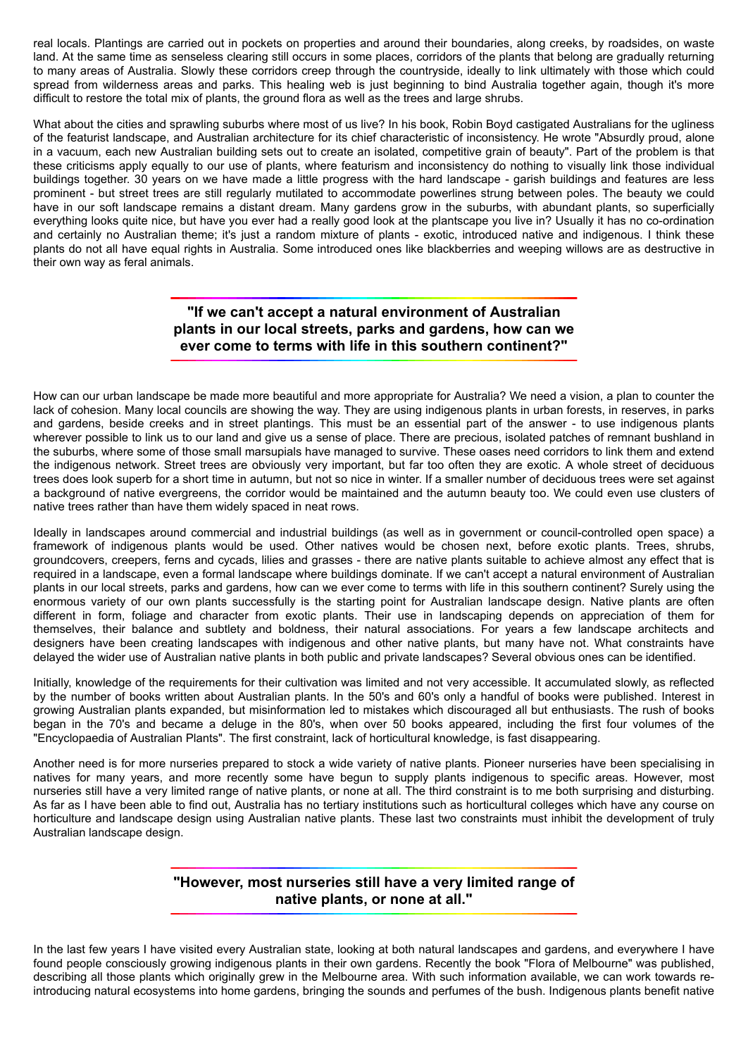real locals. Plantings are carried out in pockets on properties and around their boundaries, along creeks, by roadsides, on waste land. At the same time as senseless clearing still occurs in some places, corridors of the plants that belong are gradually returning to many areas of Australia. Slowly these corridors creep through the countryside, ideally to link ultimately with those which could spread from wilderness areas and parks. This healing web is just beginning to bind Australia together again, though it's more difficult to restore the total mix of plants, the ground flora as well as the trees and large shrubs.

What about the cities and sprawling suburbs where most of us live? In his book, Robin Boyd castigated Australians for the ugliness of the featurist landscape, and Australian architecture for its chief characteristic of inconsistency. He wrote "Absurdly proud, alone in a vacuum, each new Australian building sets out to create an isolated, competitive grain of beauty". Part of the problem is that these criticisms apply equally to our use of plants, where featurism and inconsistency do nothing to visually link those individual buildings together. 30 years on we have made a little progress with the hard landscape - garish buildings and features are less prominent - but street trees are still regularly mutilated to accommodate powerlines strung between poles. The beauty we could have in our soft landscape remains a distant dream. Many gardens grow in the suburbs, with abundant plants, so superficially everything looks quite nice, but have you ever had a really good look at the plantscape you live in? Usually it has no co-ordination and certainly no Australian theme; it's just a random mixture of plants - exotic, introduced native and indigenous. I think these plants do not all have equal rights in Australia. Some introduced ones like blackberries and weeping willows are as destructive in their own way as feral animals.

**"If we can't accept a natural environment of Australian plants in our local streets, parks and gardens, how can we ever come to terms with life in this southern continent?"**

How can our urban landscape be made more beautiful and more appropriate for Australia? We need a vision, a plan to counter the lack of cohesion. Many local councils are showing the way. They are using indigenous plants in urban forests, in reserves, in parks and gardens, beside creeks and in street plantings. This must be an essential part of the answer - to use indigenous plants wherever possible to link us to our land and give us a sense of place. There are precious, isolated patches of remnant bushland in the suburbs, where some of those small marsupials have managed to survive. These oases need corridors to link them and extend the indigenous network. Street trees are obviously very important, but far too often they are exotic. A whole street of deciduous trees does look superb for a short time in autumn, but not so nice in winter. If a smaller number of deciduous trees were set against a background of native evergreens, the corridor would be maintained and the autumn beauty too. We could even use clusters of native trees rather than have them widely spaced in neat rows.

Ideally in landscapes around commercial and industrial buildings (as well as in government or council-controlled open space) a framework of indigenous plants would be used. Other natives would be chosen next, before exotic plants. Trees, shrubs, groundcovers, creepers, ferns and cycads, lilies and grasses - there are native plants suitable to achieve almost any effect that is required in a landscape, even a formal landscape where buildings dominate. If we can't accept a natural environment of Australian plants in our local streets, parks and gardens, how can we ever come to terms with life in this southern continent? Surely using the enormous variety of our own plants successfully is the starting point for Australian landscape design. Native plants are often different in form, foliage and character from exotic plants. Their use in landscaping depends on appreciation of them for themselves, their balance and subtlety and boldness, their natural associations. For years a few landscape architects and designers have been creating landscapes with indigenous and other native plants, but many have not. What constraints have delayed the wider use of Australian native plants in both public and private landscapes? Several obvious ones can be identified.

Initially, knowledge of the requirements for their cultivation was limited and not very accessible. It accumulated slowly, as reflected by the number of books written about Australian plants. In the 50's and 60's only a handful of books were published. Interest in growing Australian plants expanded, but misinformation led to mistakes which discouraged all but enthusiasts. The rush of books began in the 70's and became a deluge in the 80's, when over 50 books appeared, including the first four volumes of the "Encyclopaedia of Australian Plants". The first constraint, lack of horticultural knowledge, is fast disappearing.

Another need is for more nurseries prepared to stock a wide variety of native plants. Pioneer nurseries have been specialising in natives for many years, and more recently some have begun to supply plants indigenous to specific areas. However, most nurseries still have a very limited range of native plants, or none at all. The third constraint is to me both surprising and disturbing. As far as I have been able to find out, Australia has no tertiary institutions such as horticultural colleges which have any course on horticulture and landscape design using Australian native plants. These last two constraints must inhibit the development of truly Australian landscape design.

**"However, most nurseries still have a very limited range of native plants, or none at all."**

In the last few years I have visited every Australian state, looking at both natural landscapes and gardens, and everywhere I have found people consciously growing indigenous plants in their own gardens. Recently the book "Flora of Melbourne" was published, describing all those plants which originally grew in the Melbourne area. With such information available, we can work towards re-introducing natural ecosystems into home gardens, bringing the sounds and perfumes of the bush. Indigenous plants benefit native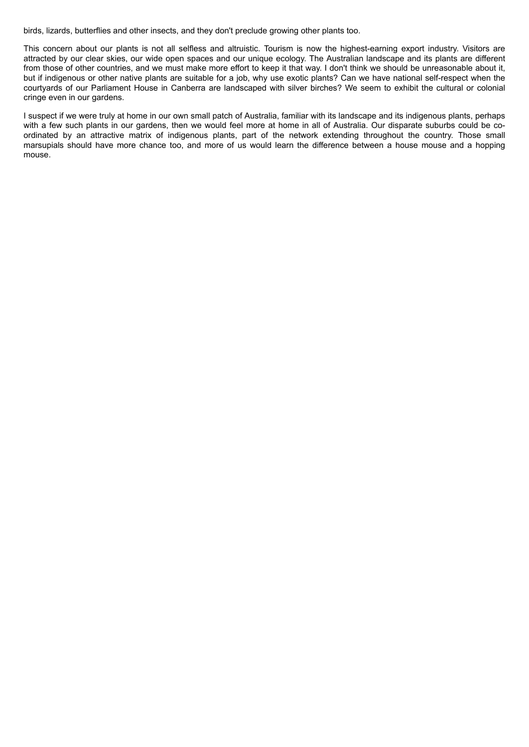birds, lizards, butterflies and other insects, and they don't preclude growing other plants too.

This concern about our plants is not all selfless and altruistic. Tourism is now the highest-earning export industry. Visitors are attracted by our clear skies, our wide open spaces and our unique ecology. The Australian landscape and its plants are different from those of other countries, and we must make more effort to keep it that way. I don't think we should be unreasonable about it, but if indigenous or other native plants are suitable for a job, why use exotic plants? Can we have national self-respect when the courtyards of our Parliament House in Canberra are landscaped with silver birches? We seem to exhibit the cultural or colonial cringe even in our gardens.

I suspect if we were truly at home in our own small patch of Australia, familiar with its landscape and its indigenous plants, perhaps with a few such plants in our gardens, then we would feel more at home in all of Australia. Our disparate suburbs could be co-ordinated by an attractive matrix of indigenous plants, part of the network extending throughout the country. Those small marsupials should have more chance too, and more of us would learn the difference between a house mouse and a hopping mouse.